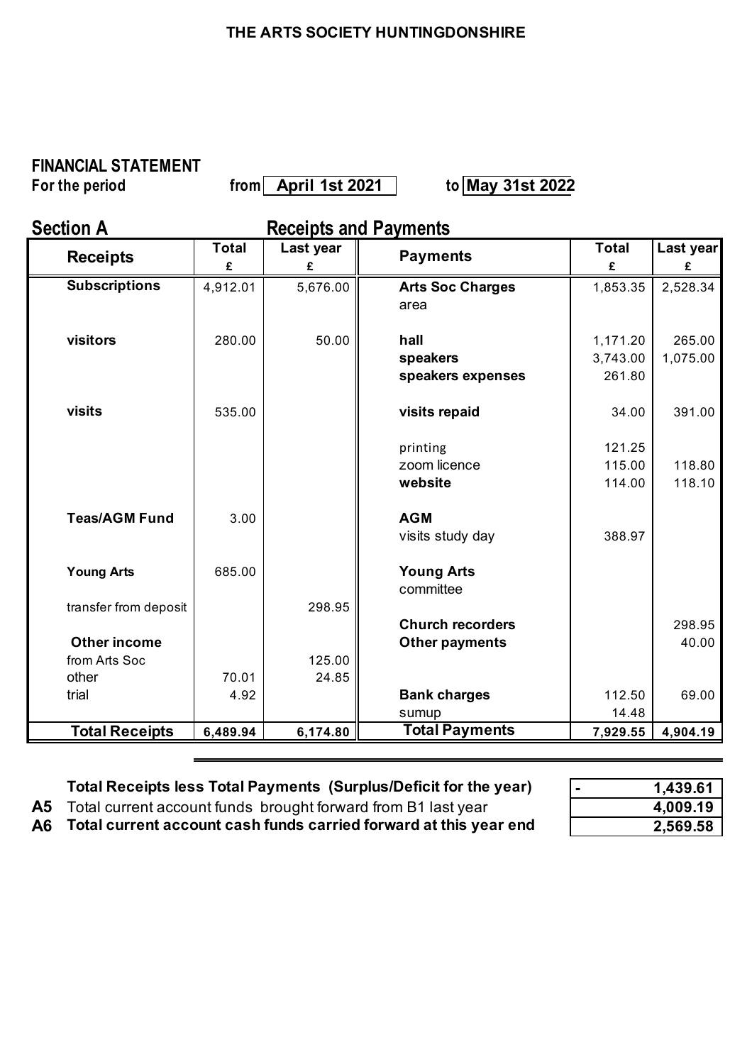# THE ARTS SOCIETY HUNTINGDONSHIRE

## FINANCIAL STATEMENT

**For the period** from **April 1st 2021** to **May 31st 2022**

## Section A — Receipts and Payments

| Receipts | Total £ | Last year £ | Payments | Total £ | Last year £ |
|---|---|---|---|---|---|
| **Subscriptions** | 4,912.01 | 5,676.00 | **Arts Soc Charges** | 1,853.35 | 2,528.34 |
| | | | area | | |
| **visitors** | 280.00 | 50.00 | **hall** | 1,171.20 | 265.00 |
| | | | **speakers** | 3,743.00 | 1,075.00 |
| | | | **speakers expenses** | 261.80 | |
| **visits** | 535.00 | | **visits repaid** | 34.00 | 391.00 |
| | | | printing | 121.25 | |
| | | | zoom licence | 115.00 | 118.80 |
| | | | **website** | 114.00 | 118.10 |
| **Teas/AGM Fund** | 3.00 | | **AGM** | | |
| | | | visits study day | 388.97 | |
| **Young Arts** | 685.00 | | **Young Arts** | | |
| | | | committee | | |
| transfer from deposit | | 298.95 | | | |
| | | | **Church recorders** | | 298.95 |
| **Other income** | | | **Other payments** | | 40.00 |
| from Arts Soc | | 125.00 | | | |
| other | 70.01 | 24.85 | | | |
| trial | 4.92 | | **Bank charges** | 112.50 | 69.00 |
| | | | sumup | 14.48 | |
| **Total Receipts** | **6,489.94** | **6,174.80** | **Total Payments** | **7,929.55** | **4,904.19** |

| | | |
|---|---|---|
| | **Total Receipts less Total Payments (Surplus/Deficit for the year)** | **- 1,439.61** |
| **A5** | Total current account funds brought forward from B1 last year | **4,009.19** |
| **A6** | **Total current account cash funds carried forward at this year end** | **2,569.58** |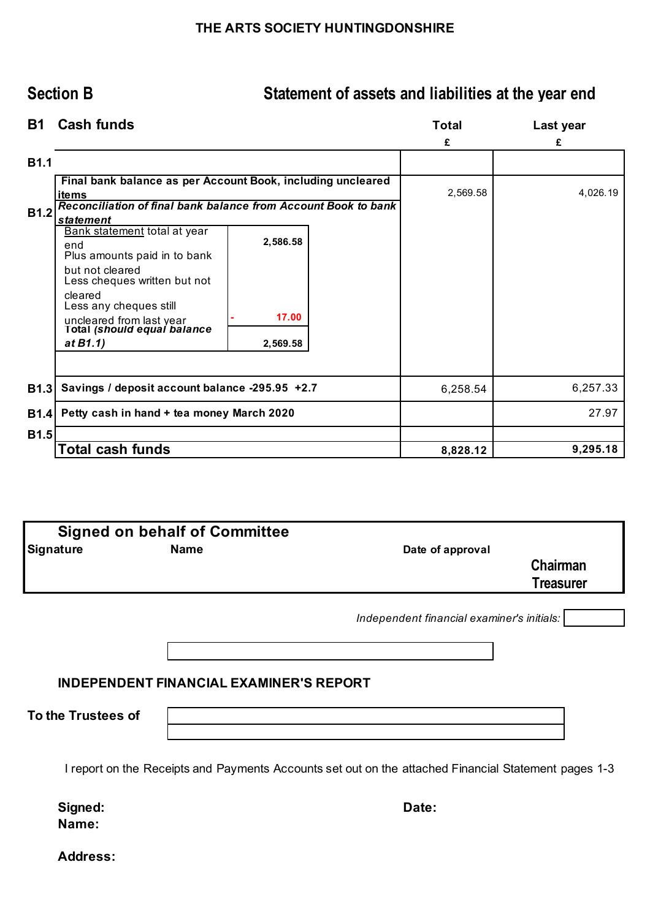THE ARTS SOCIETY HUNTINGDONSHIRE

## Section B — Statement of assets and liabilities at the year end

| B1 | Cash funds | Total £ | Last year £ |
|---|---|---|---|
| B1.1 | Final bank balance as per Account Book, including uncleared items | 2,569.58 | 4,026.19 |
| B1.2 | ***Reconciliation of final bank balance from Account Book to bank statement*** | | |
| | Bank statement total at year end: **2,586.58** | | |
| | Plus amounts paid in to bank but not cleared | | |
| | Less cheques written but not cleared | | |
| | Less any cheques still uncleared from last year: **- 17.00** | | |
| | **Total *(should equal balance at B1.1)***: **2,569.58** | | |
| B1.3 | Savings / deposit account balance -295.95 +2.7 | 6,258.54 | 6,257.33 |
| B1.4 | Petty cash in hand + tea money March 2020 | | 27.97 |
| B1.5 | | | |
| | **Total cash funds** | **8,828.12** | **9,295.18** |

**Signed on behalf of Committee**

| Signature | Name | Date of approval | |
|---|---|---|---|
| | | | Chairman |
| | | | Treasurer |

*Independent financial examiner's initials:*

**INDEPENDENT FINANCIAL EXAMINER'S REPORT**

**To the Trustees of**

I report on the Receipts and Payments Accounts set out on the attached Financial Statement pages 1-3

**Signed:** **Date:**

**Name:**

**Address:**